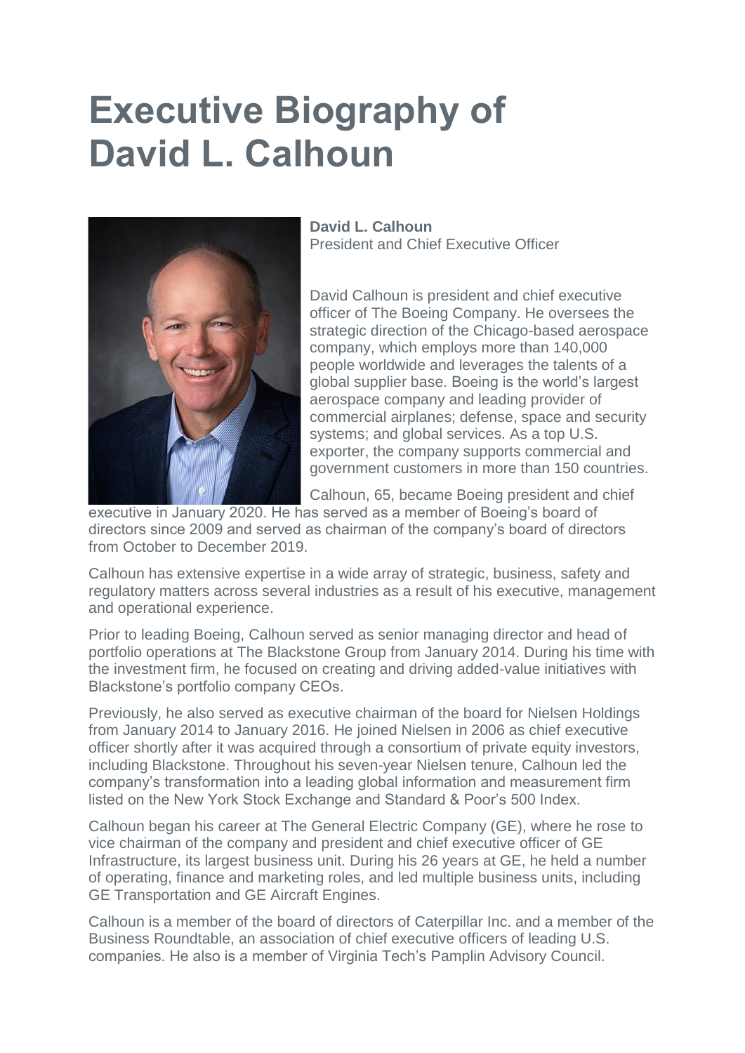# Executive Biography of David L. Calhoun

**David L. Calhoun**
President and Chief Executive Officer

David Calhoun is president and chief executive officer of The Boeing Company. He oversees the strategic direction of the Chicago-based aerospace company, which employs more than 140,000 people worldwide and leverages the talents of a global supplier base. Boeing is the world's largest aerospace company and leading provider of commercial airplanes; defense, space and security systems; and global services. As a top U.S. exporter, the company supports commercial and government customers in more than 150 countries.

Calhoun, 65, became Boeing president and chief executive in January 2020. He has served as a member of Boeing's board of directors since 2009 and served as chairman of the company's board of directors from October to December 2019.

Calhoun has extensive expertise in a wide array of strategic, business, safety and regulatory matters across several industries as a result of his executive, management and operational experience.

Prior to leading Boeing, Calhoun served as senior managing director and head of portfolio operations at The Blackstone Group from January 2014. During his time with the investment firm, he focused on creating and driving added-value initiatives with Blackstone's portfolio company CEOs.

Previously, he also served as executive chairman of the board for Nielsen Holdings from January 2014 to January 2016. He joined Nielsen in 2006 as chief executive officer shortly after it was acquired through a consortium of private equity investors, including Blackstone. Throughout his seven-year Nielsen tenure, Calhoun led the company's transformation into a leading global information and measurement firm listed on the New York Stock Exchange and Standard & Poor's 500 Index.

Calhoun began his career at The General Electric Company (GE), where he rose to vice chairman of the company and president and chief executive officer of GE Infrastructure, its largest business unit. During his 26 years at GE, he held a number of operating, finance and marketing roles, and led multiple business units, including GE Transportation and GE Aircraft Engines.

Calhoun is a member of the board of directors of Caterpillar Inc. and a member of the Business Roundtable, an association of chief executive officers of leading U.S. companies. He also is a member of Virginia Tech's Pamplin Advisory Council.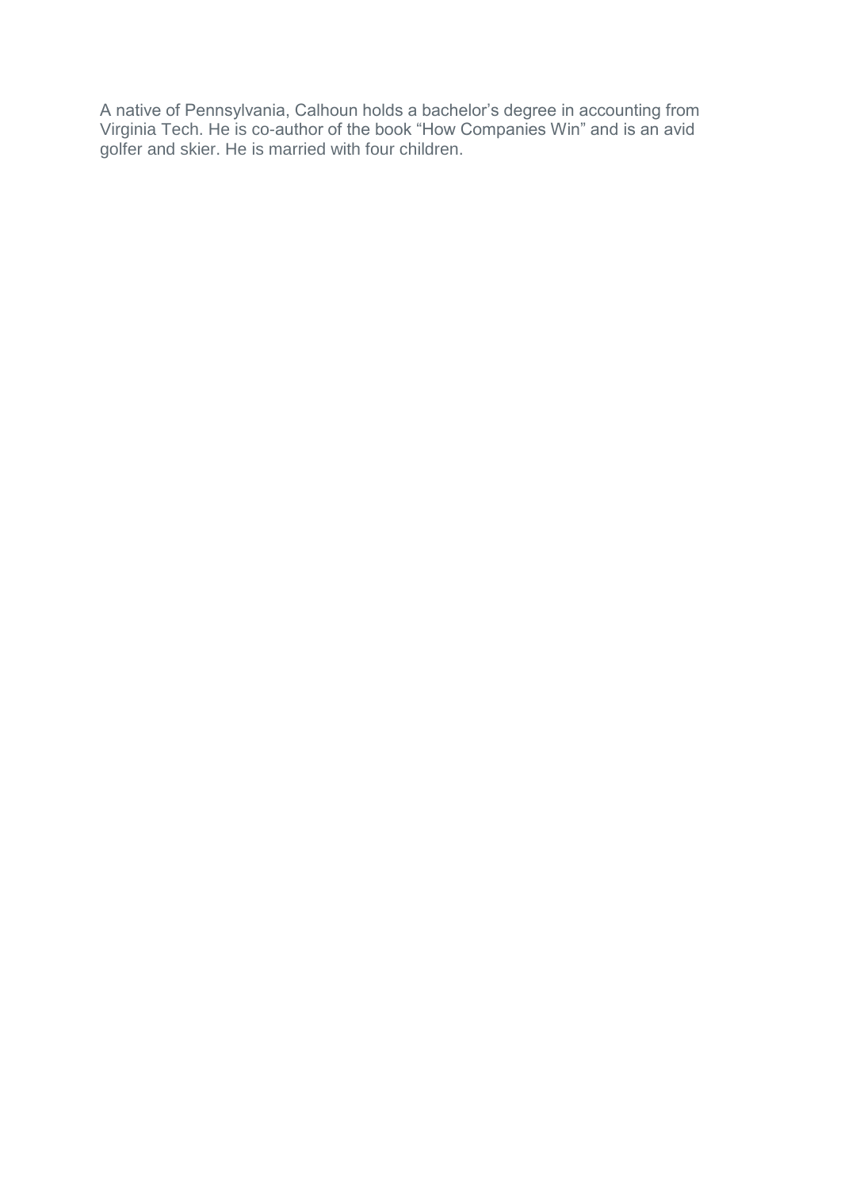A native of Pennsylvania, Calhoun holds a bachelor's degree in accounting from Virginia Tech. He is co-author of the book "How Companies Win" and is an avid golfer and skier. He is married with four children.